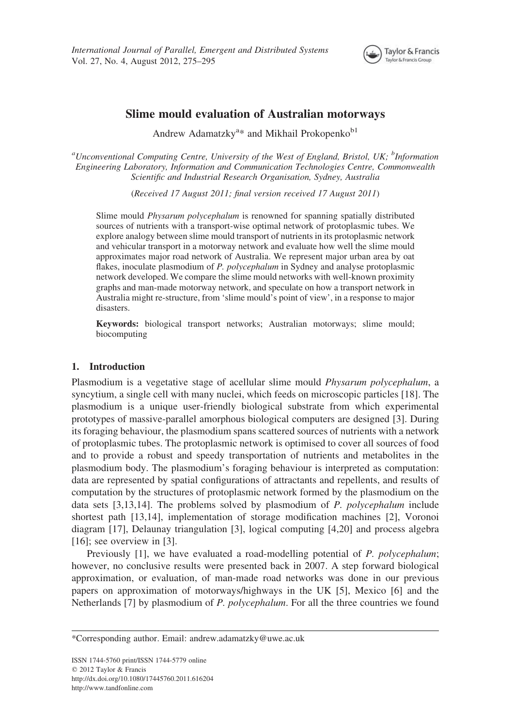# Slime mould evaluation of Australian motorways

Andrew Adamatzky[a]* and Mikhail Prokopenko[b1]

[a]Unconventional Computing Centre, University of the West of England, Bristol, UK; [b]Information Engineering Laboratory, Information and Communication Technologies Centre, Commonwealth Scientific and Industrial Research Organisation, Sydney, Australia

(*Received 17 August 2011; final version received 17 August 2011*)

Slime mould *Physarum polycephalum* is renowned for spanning spatially distributed sources of nutrients with a transport-wise optimal network of protoplasmic tubes. We explore analogy between slime mould transport of nutrients in its protoplasmic network and vehicular transport in a motorway network and evaluate how well the slime mould approximates major road network of Australia. We represent major urban area by oat flakes, inoculate plasmodium of *P. polycephalum* in Sydney and analyse protoplasmic network developed. We compare the slime mould networks with well-known proximity graphs and man-made motorway network, and speculate on how a transport network in Australia might re-structure, from 'slime mould's point of view', in a response to major disasters.

**Keywords:** biological transport networks; Australian motorways; slime mould; biocomputing

## 1. Introduction

Plasmodium is a vegetative stage of acellular slime mould *Physarum polycephalum*, a syncytium, a single cell with many nuclei, which feeds on microscopic particles [18]. The plasmodium is a unique user-friendly biological substrate from which experimental prototypes of massive-parallel amorphous biological computers are designed [3]. During its foraging behaviour, the plasmodium spans scattered sources of nutrients with a network of protoplasmic tubes. The protoplasmic network is optimised to cover all sources of food and to provide a robust and speedy transportation of nutrients and metabolites in the plasmodium body. The plasmodium's foraging behaviour is interpreted as computation: data are represented by spatial configurations of attractants and repellents, and results of computation by the structures of protoplasmic network formed by the plasmodium on the data sets [3,13,14]. The problems solved by plasmodium of *P. polycephalum* include shortest path [13,14], implementation of storage modification machines [2], Voronoi diagram [17], Delaunay triangulation [3], logical computing [4,20] and process algebra [16]; see overview in [3].

Previously [1], we have evaluated a road-modelling potential of *P. polycephalum*; however, no conclusive results were presented back in 2007. A step forward biological approximation, or evaluation, of man-made road networks was done in our previous papers on approximation of motorways/highways in the UK [5], Mexico [6] and the Netherlands [7] by plasmodium of *P. polycephalum*. For all the three countries we found

*Corresponding author. Email: andrew.adamatzky@uwe.ac.uk

ISSN 1744-5760 print/ISSN 1744-5779 online
© 2012 Taylor & Francis
http://dx.doi.org/10.1080/17445760.2011.616204
http://www.tandfonline.com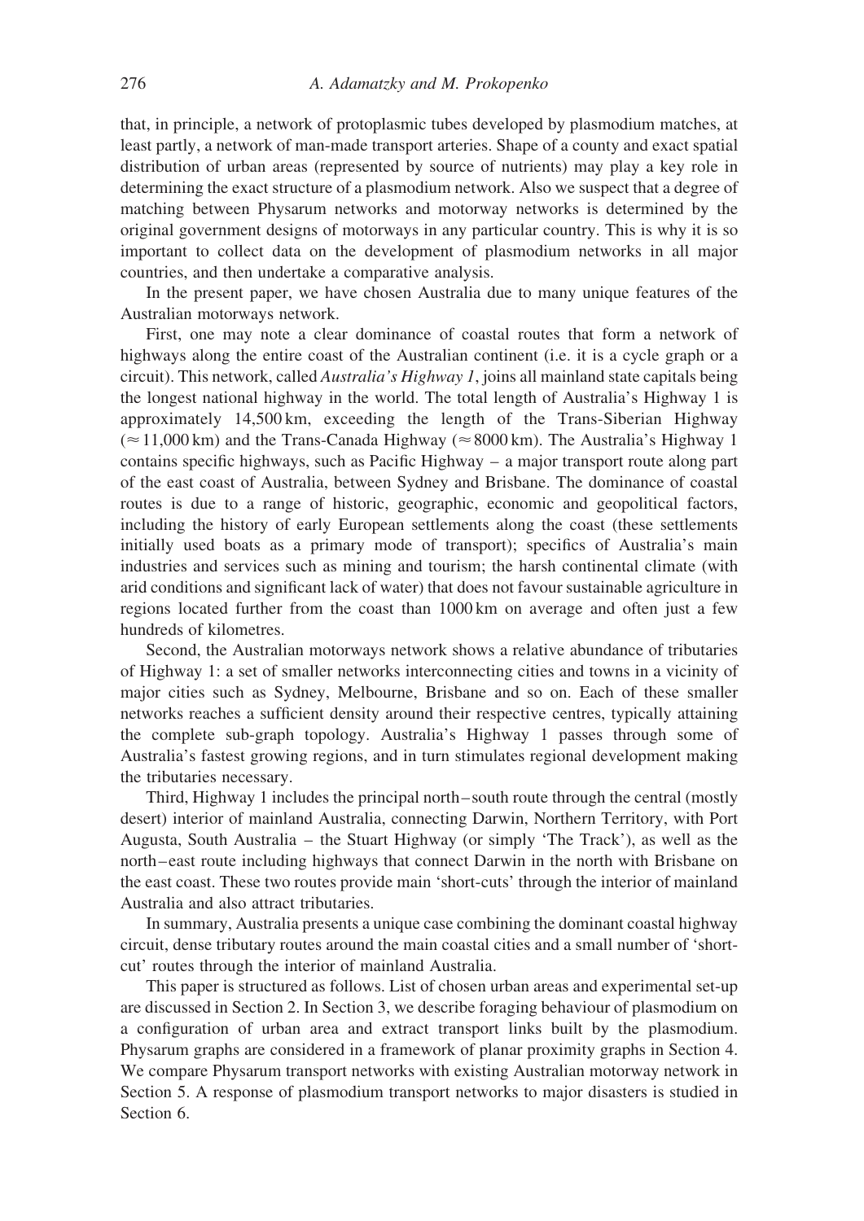that, in principle, a network of protoplasmic tubes developed by plasmodium matches, at least partly, a network of man-made transport arteries. Shape of a county and exact spatial distribution of urban areas (represented by source of nutrients) may play a key role in determining the exact structure of a plasmodium network. Also we suspect that a degree of matching between Physarum networks and motorway networks is determined by the original government designs of motorways in any particular country. This is why it is so important to collect data on the development of plasmodium networks in all major countries, and then undertake a comparative analysis.

In the present paper, we have chosen Australia due to many unique features of the Australian motorways network.

First, one may note a clear dominance of coastal routes that form a network of highways along the entire coast of the Australian continent (i.e. it is a cycle graph or a circuit). This network, called *Australia's Highway 1*, joins all mainland state capitals being the longest national highway in the world. The total length of Australia's Highway 1 is approximately 14,500 km, exceeding the length of the Trans-Siberian Highway ($\approx$ 11,000 km) and the Trans-Canada Highway ($\approx$ 8000 km). The Australia's Highway 1 contains specific highways, such as Pacific Highway – a major transport route along part of the east coast of Australia, between Sydney and Brisbane. The dominance of coastal routes is due to a range of historic, geographic, economic and geopolitical factors, including the history of early European settlements along the coast (these settlements initially used boats as a primary mode of transport); specifics of Australia's main industries and services such as mining and tourism; the harsh continental climate (with arid conditions and significant lack of water) that does not favour sustainable agriculture in regions located further from the coast than 1000 km on average and often just a few hundreds of kilometres.

Second, the Australian motorways network shows a relative abundance of tributaries of Highway 1: a set of smaller networks interconnecting cities and towns in a vicinity of major cities such as Sydney, Melbourne, Brisbane and so on. Each of these smaller networks reaches a sufficient density around their respective centres, typically attaining the complete sub-graph topology. Australia's Highway 1 passes through some of Australia's fastest growing regions, and in turn stimulates regional development making the tributaries necessary.

Third, Highway 1 includes the principal north–south route through the central (mostly desert) interior of mainland Australia, connecting Darwin, Northern Territory, with Port Augusta, South Australia – the Stuart Highway (or simply 'The Track'), as well as the north–east route including highways that connect Darwin in the north with Brisbane on the east coast. These two routes provide main 'short-cuts' through the interior of mainland Australia and also attract tributaries.

In summary, Australia presents a unique case combining the dominant coastal highway circuit, dense tributary routes around the main coastal cities and a small number of 'short-cut' routes through the interior of mainland Australia.

This paper is structured as follows. List of chosen urban areas and experimental set-up are discussed in Section 2. In Section 3, we describe foraging behaviour of plasmodium on a configuration of urban area and extract transport links built by the plasmodium. Physarum graphs are considered in a framework of planar proximity graphs in Section 4. We compare Physarum transport networks with existing Australian motorway network in Section 5. A response of plasmodium transport networks to major disasters is studied in Section 6.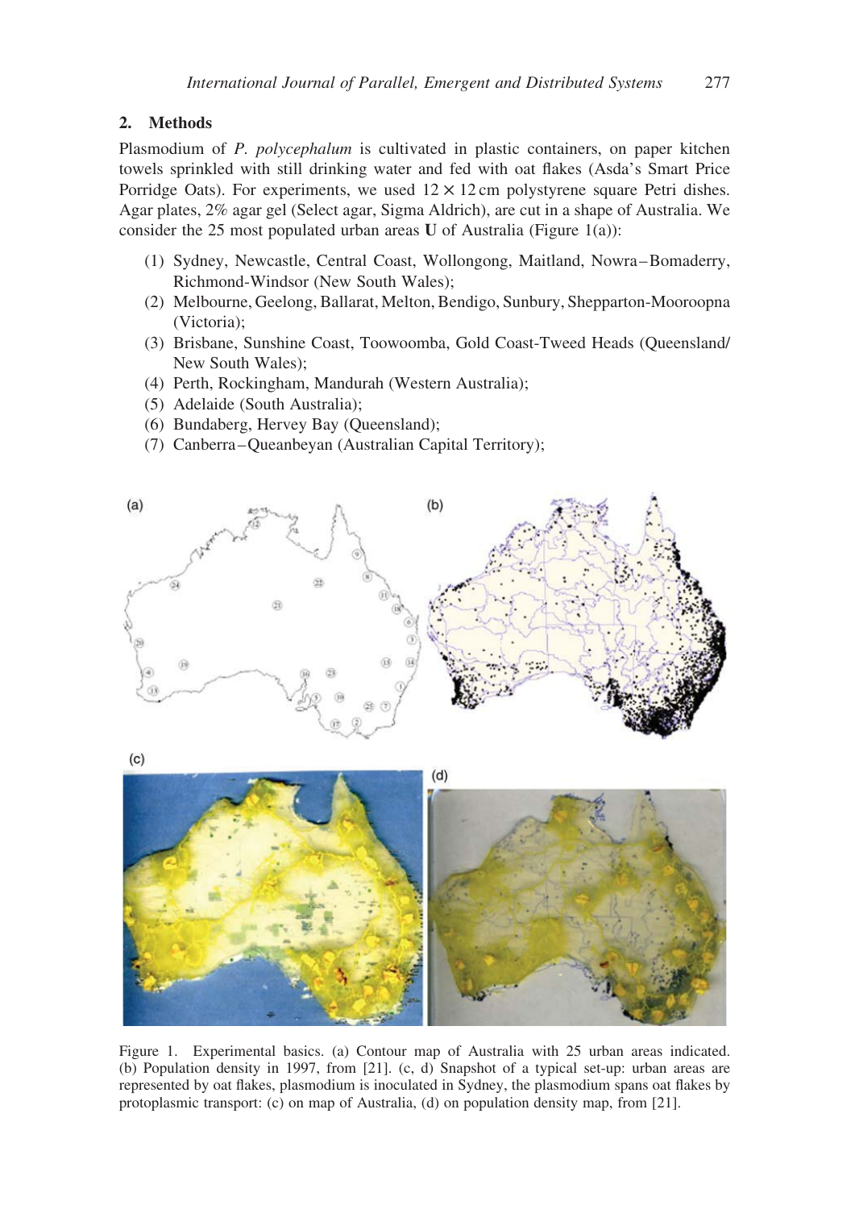## 2. Methods

Plasmodium of *P. polycephalum* is cultivated in plastic containers, on paper kitchen towels sprinkled with still drinking water and fed with oat flakes (Asda's Smart Price Porridge Oats). For experiments, we used $12 \times 12$ cm polystyrene square Petri dishes. Agar plates, 2% agar gel (Select agar, Sigma Aldrich), are cut in a shape of Australia. We consider the 25 most populated urban areas **U** of Australia (Figure 1(a)):

(1) Sydney, Newcastle, Central Coast, Wollongong, Maitland, Nowra–Bomaderry, Richmond-Windsor (New South Wales);
(2) Melbourne, Geelong, Ballarat, Melton, Bendigo, Sunbury, Shepparton-Mooroopna (Victoria);
(3) Brisbane, Sunshine Coast, Toowoomba, Gold Coast-Tweed Heads (Queensland/New South Wales);
(4) Perth, Rockingham, Mandurah (Western Australia);
(5) Adelaide (South Australia);
(6) Bundaberg, Hervey Bay (Queensland);
(7) Canberra–Queanbeyan (Australian Capital Territory);

Figure 1. Experimental basics. (a) Contour map of Australia with 25 urban areas indicated. (b) Population density in 1997, from [21]. (c, d) Snapshot of a typical set-up: urban areas are represented by oat flakes, plasmodium is inoculated in Sydney, the plasmodium spans oat flakes by protoplasmic transport: (c) on map of Australia, (d) on population density map, from [21].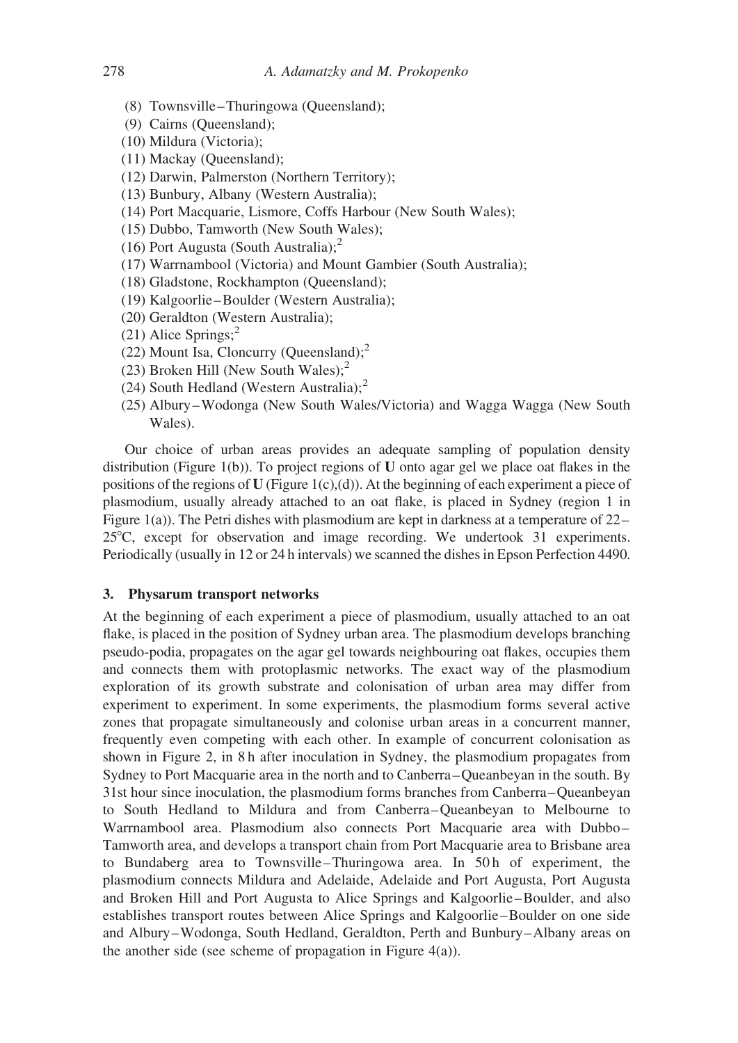(8) Townsville–Thuringowa (Queensland);
(9) Cairns (Queensland);
(10) Mildura (Victoria);
(11) Mackay (Queensland);
(12) Darwin, Palmerston (Northern Territory);
(13) Bunbury, Albany (Western Australia);
(14) Port Macquarie, Lismore, Coffs Harbour (New South Wales);
(15) Dubbo, Tamworth (New South Wales);
(16) Port Augusta (South Australia);[2]
(17) Warrnambool (Victoria) and Mount Gambier (South Australia);
(18) Gladstone, Rockhampton (Queensland);
(19) Kalgoorlie–Boulder (Western Australia);
(20) Geraldton (Western Australia);
(21) Alice Springs;[2]
(22) Mount Isa, Cloncurry (Queensland);[2]
(23) Broken Hill (New South Wales);[2]
(24) South Hedland (Western Australia);[2]
(25) Albury–Wodonga (New South Wales/Victoria) and Wagga Wagga (New South Wales).

Our choice of urban areas provides an adequate sampling of population density distribution (Figure 1(b)). To project regions of **U** onto agar gel we place oat flakes in the positions of the regions of **U** (Figure 1(c),(d)). At the beginning of each experiment a piece of plasmodium, usually already attached to an oat flake, is placed in Sydney (region 1 in Figure 1(a)). The Petri dishes with plasmodium are kept in darkness at a temperature of 22–25°C, except for observation and image recording. We undertook 31 experiments. Periodically (usually in 12 or 24 h intervals) we scanned the dishes in Epson Perfection 4490.

## 3. Physarum transport networks

At the beginning of each experiment a piece of plasmodium, usually attached to an oat flake, is placed in the position of Sydney urban area. The plasmodium develops branching pseudo-podia, propagates on the agar gel towards neighbouring oat flakes, occupies them and connects them with protoplasmic networks. The exact way of the plasmodium exploration of its growth substrate and colonisation of urban area may differ from experiment to experiment. In some experiments, the plasmodium forms several active zones that propagate simultaneously and colonise urban areas in a concurrent manner, frequently even competing with each other. In example of concurrent colonisation as shown in Figure 2, in 8 h after inoculation in Sydney, the plasmodium propagates from Sydney to Port Macquarie area in the north and to Canberra–Queanbeyan in the south. By 31st hour since inoculation, the plasmodium forms branches from Canberra–Queanbeyan to South Hedland to Mildura and from Canberra–Queanbeyan to Melbourne to Warrnambool area. Plasmodium also connects Port Macquarie area with Dubbo–Tamworth area, and develops a transport chain from Port Macquarie area to Brisbane area to Bundaberg area to Townsville–Thuringowa area. In 50 h of experiment, the plasmodium connects Mildura and Adelaide, Adelaide and Port Augusta, Port Augusta and Broken Hill and Port Augusta to Alice Springs and Kalgoorlie–Boulder, and also establishes transport routes between Alice Springs and Kalgoorlie–Boulder on one side and Albury–Wodonga, South Hedland, Geraldton, Perth and Bunbury–Albany areas on the another side (see scheme of propagation in Figure 4(a)).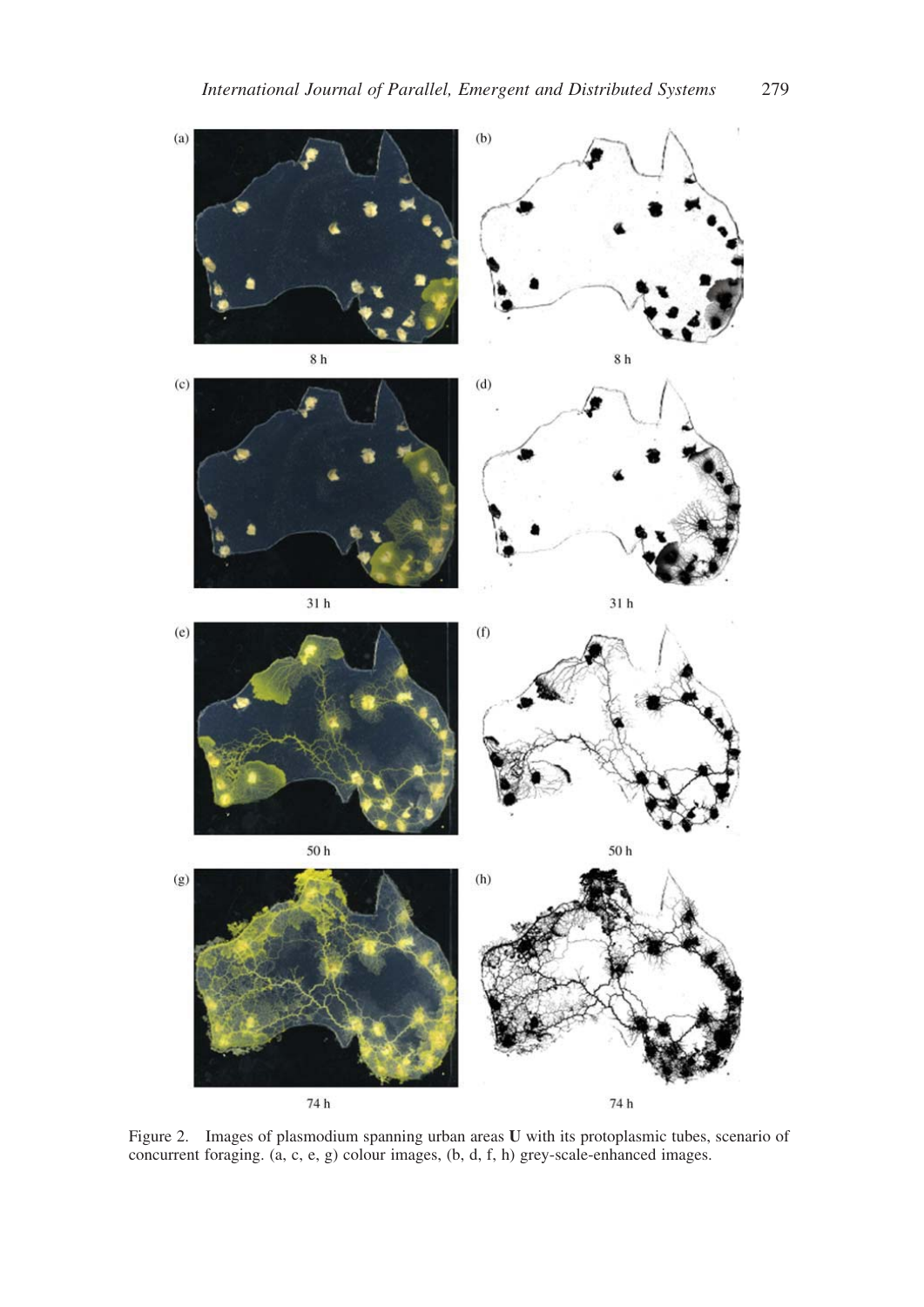Figure 2. Images of plasmodium spanning urban areas **U** with its protoplasmic tubes, scenario of concurrent foraging. (a, c, e, g) colour images, (b, d, f, h) grey-scale-enhanced images.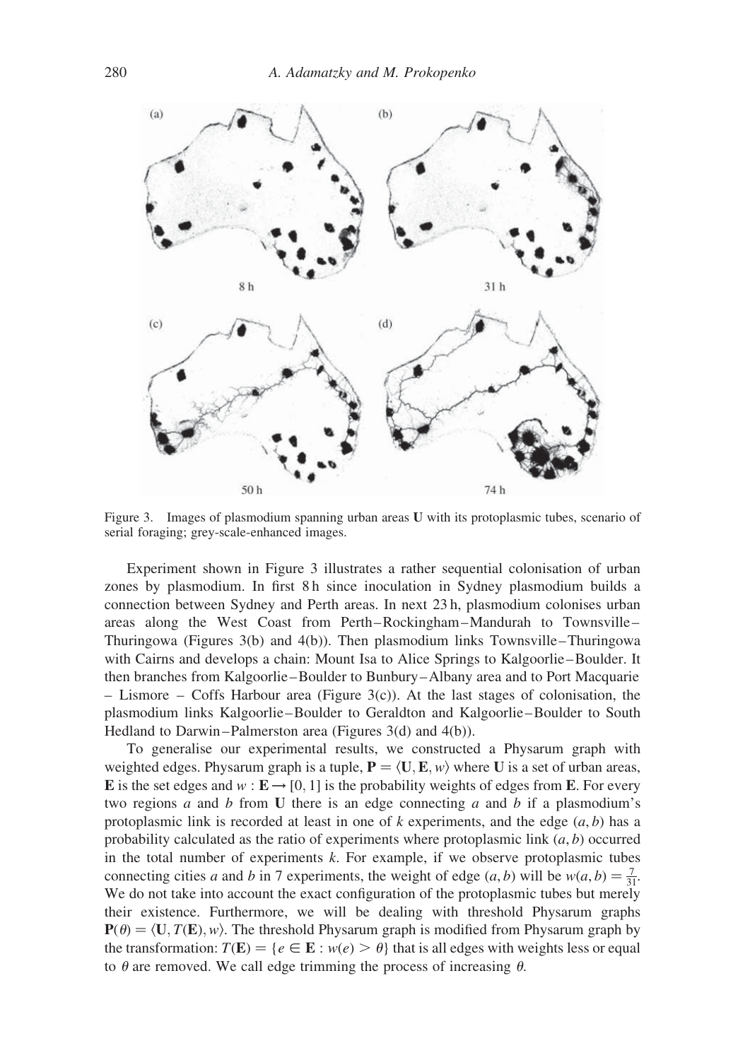Figure 3. Images of plasmodium spanning urban areas **U** with its protoplasmic tubes, scenario of serial foraging; grey-scale-enhanced images.

Experiment shown in Figure 3 illustrates a rather sequential colonisation of urban zones by plasmodium. In first 8 h since inoculation in Sydney plasmodium builds a connection between Sydney and Perth areas. In next 23 h, plasmodium colonises urban areas along the West Coast from Perth–Rockingham–Mandurah to Townsville–Thuringowa (Figures 3(b) and 4(b)). Then plasmodium links Townsville–Thuringowa with Cairns and develops a chain: Mount Isa to Alice Springs to Kalgoorlie–Boulder. It then branches from Kalgoorlie–Boulder to Bunbury–Albany area and to Port Macquarie – Lismore – Coffs Harbour area (Figure 3(c)). At the last stages of colonisation, the plasmodium links Kalgoorlie–Boulder to Geraldton and Kalgoorlie–Boulder to South Hedland to Darwin–Palmerston area (Figures 3(d) and 4(b)).

To generalise our experimental results, we constructed a Physarum graph with weighted edges. Physarum graph is a tuple, $\mathbf{P} = \langle \mathbf{U}, \mathbf{E}, w \rangle$ where $\mathbf{U}$ is a set of urban areas, $\mathbf{E}$ is the set edges and $w : \mathbf{E} \rightarrow [0, 1]$ is the probability weights of edges from $\mathbf{E}$. For every two regions $a$ and $b$ from $\mathbf{U}$ there is an edge connecting $a$ and $b$ if a plasmodium's protoplasmic link is recorded at least in one of $k$ experiments, and the edge $(a, b)$ has a probability calculated as the ratio of experiments where protoplasmic link $(a, b)$ occurred in the total number of experiments $k$. For example, if we observe protoplasmic tubes connecting cities $a$ and $b$ in 7 experiments, the weight of edge $(a, b)$ will be $w(a, b) = \frac{7}{31}$. We do not take into account the exact configuration of the protoplasmic tubes but merely their existence. Furthermore, we will be dealing with threshold Physarum graphs $\mathbf{P}(\theta) = \langle \mathbf{U}, T(\mathbf{E}), w \rangle$. The threshold Physarum graph is modified from Physarum graph by the transformation: $T(\mathbf{E}) = \{e \in \mathbf{E} : w(e) > \theta\}$ that is all edges with weights less or equal to $\theta$ are removed. We call edge trimming the process of increasing $\theta$.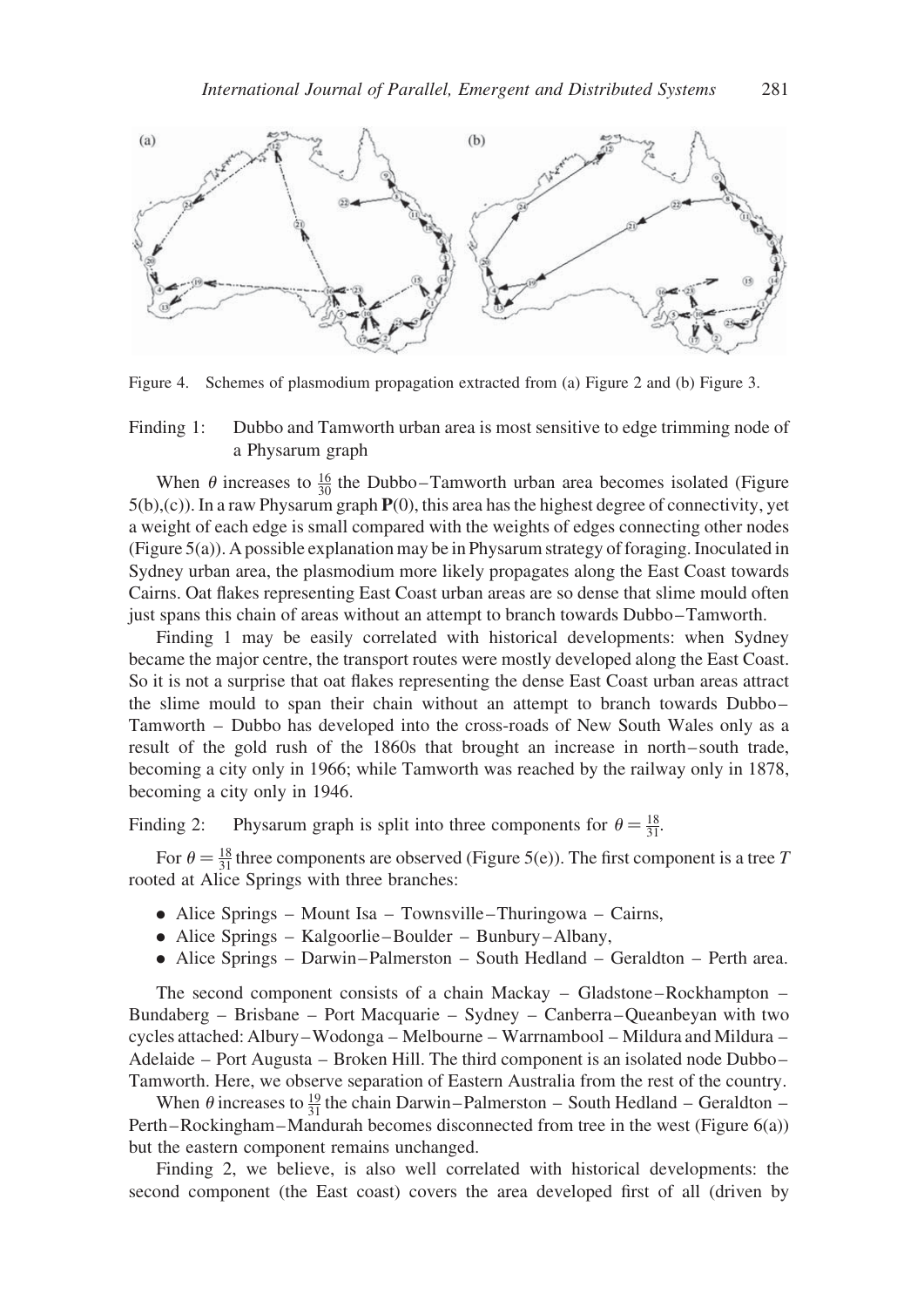Figure 4. Schemes of plasmodium propagation extracted from (a) Figure 2 and (b) Figure 3.

Finding 1: Dubbo and Tamworth urban area is most sensitive to edge trimming node of a Physarum graph

When $\theta$ increases to $\frac{16}{30}$ the Dubbo–Tamworth urban area becomes isolated (Figure 5(b),(c)). In a raw Physarum graph $\mathbf{P}(0)$, this area has the highest degree of connectivity, yet a weight of each edge is small compared with the weights of edges connecting other nodes (Figure 5(a)). A possible explanation may be in Physarum strategy of foraging. Inoculated in Sydney urban area, the plasmodium more likely propagates along the East Coast towards Cairns. Oat flakes representing East Coast urban areas are so dense that slime mould often just spans this chain of areas without an attempt to branch towards Dubbo–Tamworth.

Finding 1 may be easily correlated with historical developments: when Sydney became the major centre, the transport routes were mostly developed along the East Coast. So it is not a surprise that oat flakes representing the dense East Coast urban areas attract the slime mould to span their chain without an attempt to branch towards Dubbo–Tamworth – Dubbo has developed into the cross-roads of New South Wales only as a result of the gold rush of the 1860s that brought an increase in north–south trade, becoming a city only in 1966; while Tamworth was reached by the railway only in 1878, becoming a city only in 1946.

Finding 2: Physarum graph is split into three components for $\theta = \frac{18}{31}$.

For $\theta = \frac{18}{31}$ three components are observed (Figure 5(e)). The first component is a tree $T$ rooted at Alice Springs with three branches:

- Alice Springs – Mount Isa – Townsville–Thuringowa – Cairns,
- Alice Springs – Kalgoorlie–Boulder – Bunbury–Albany,
- Alice Springs – Darwin–Palmerston – South Hedland – Geraldton – Perth area.

The second component consists of a chain Mackay – Gladstone–Rockhampton – Bundaberg – Brisbane – Port Macquarie – Sydney – Canberra–Queanbeyan with two cycles attached: Albury–Wodonga – Melbourne – Warrnambool – Mildura and Mildura – Adelaide – Port Augusta – Broken Hill. The third component is an isolated node Dubbo–Tamworth. Here, we observe separation of Eastern Australia from the rest of the country.

When $\theta$ increases to $\frac{19}{31}$ the chain Darwin–Palmerston – South Hedland – Geraldton – Perth–Rockingham–Mandurah becomes disconnected from tree in the west (Figure 6(a)) but the eastern component remains unchanged.

Finding 2, we believe, is also well correlated with historical developments: the second component (the East coast) covers the area developed first of all (driven by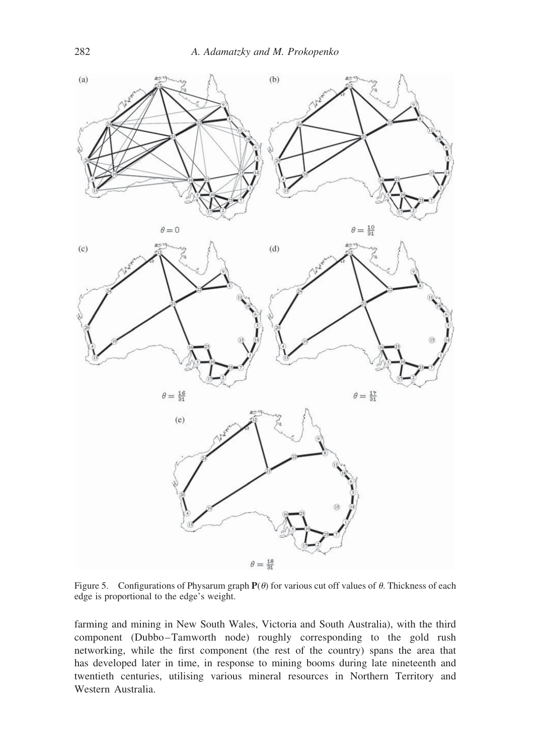Figure 5. Configurations of Physarum graph $\mathbf{P}(\theta)$ for various cut off values of $\theta$. Thickness of each edge is proportional to the edge's weight.

farming and mining in New South Wales, Victoria and South Australia), with the third component (Dubbo–Tamworth node) roughly corresponding to the gold rush networking, while the first component (the rest of the country) spans the area that has developed later in time, in response to mining booms during late nineteenth and twentieth centuries, utilising various mineral resources in Northern Territory and Western Australia.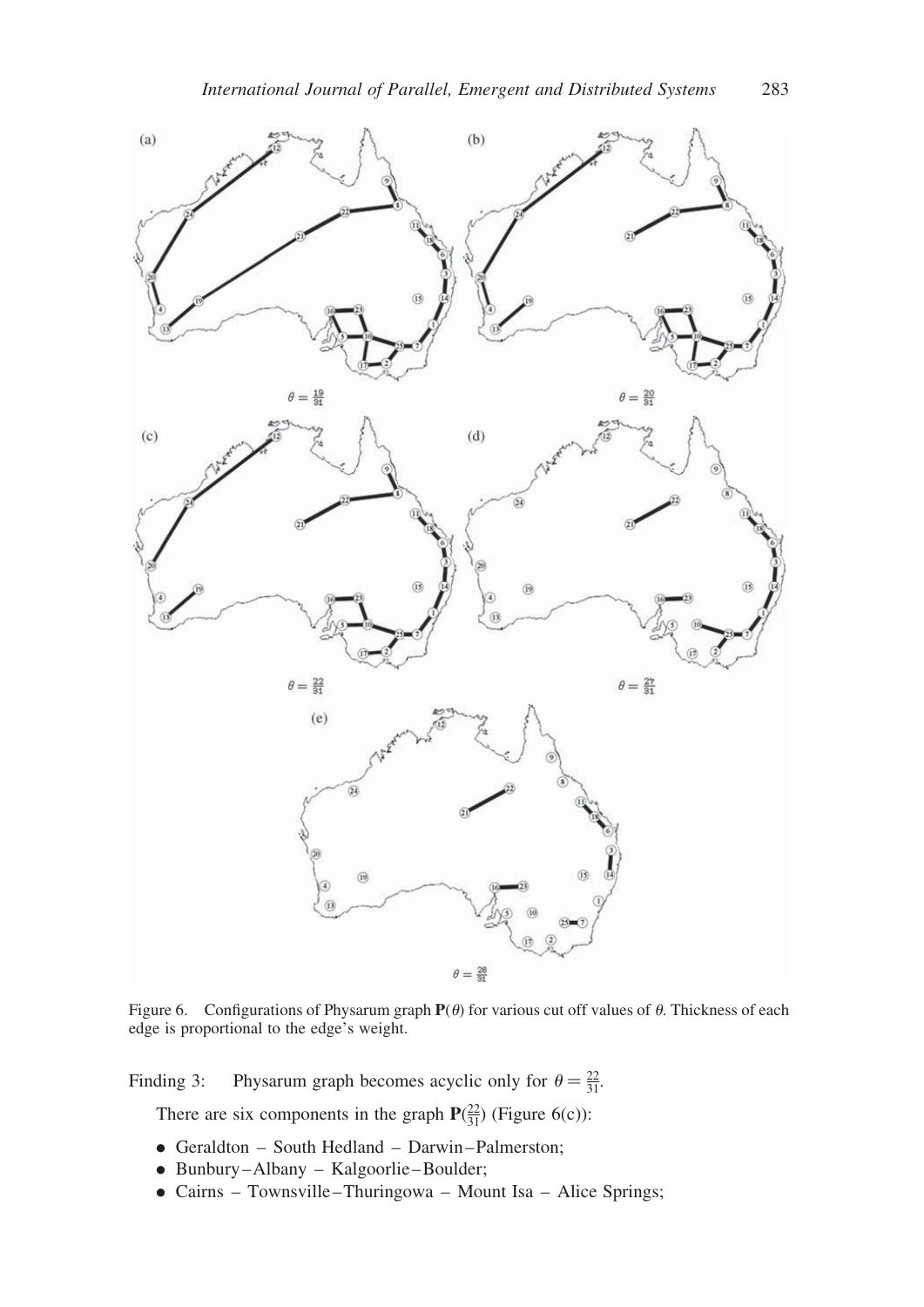Figure 6. Configurations of Physarum graph $\mathbf{P}(\theta)$ for various cut off values of $\theta$. Thickness of each edge is proportional to the edge's weight.

Finding 3: Physarum graph becomes acyclic only for $\theta = \frac{22}{31}$.

There are six components in the graph $\mathbf{P}(\frac{22}{31})$ (Figure 6(c)):

- Geraldton – South Hedland – Darwin–Palmerston;
- Bunbury–Albany – Kalgoorlie–Boulder;
- Cairns – Townsville–Thuringowa – Mount Isa – Alice Springs;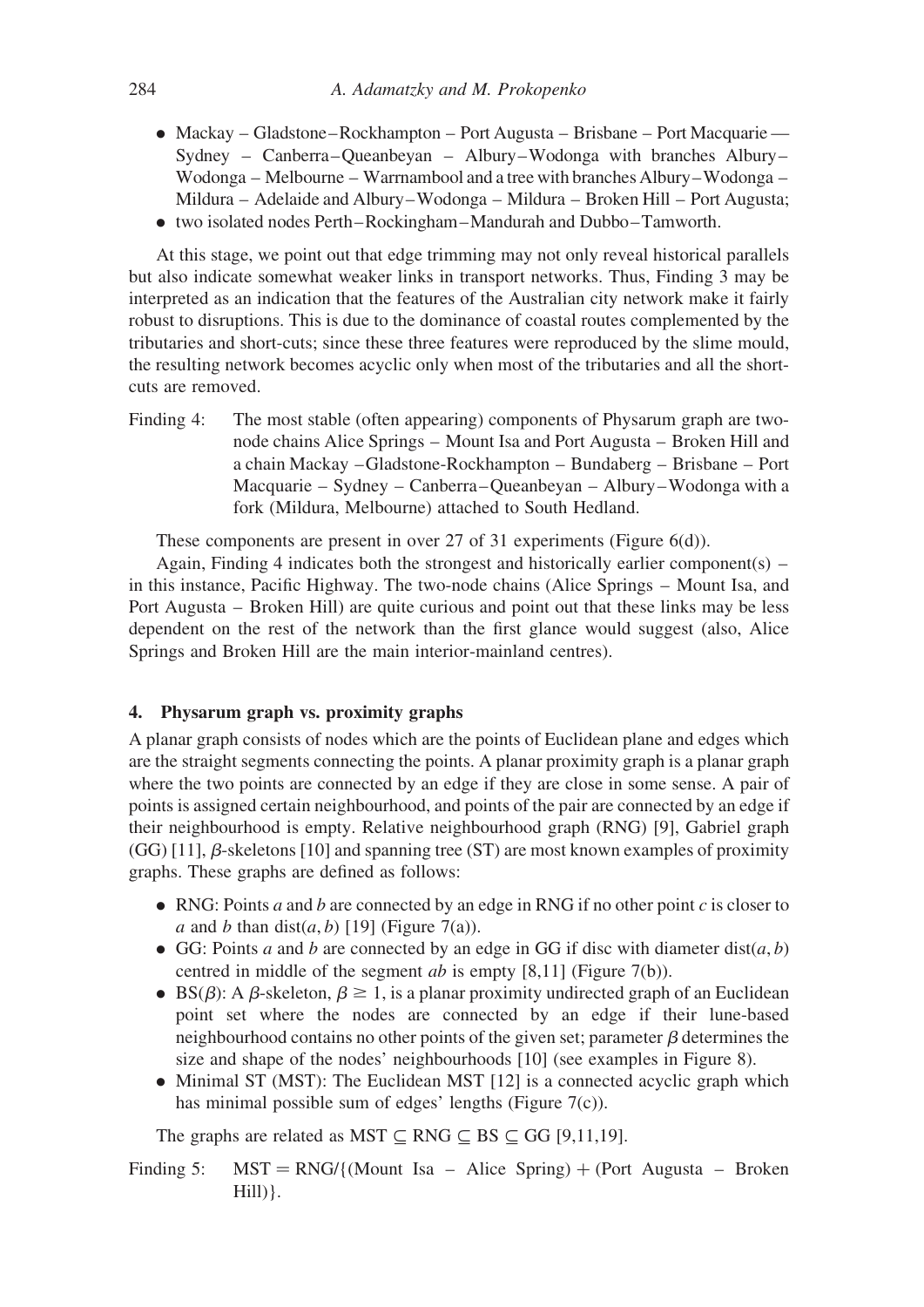- Mackay – Gladstone–Rockhampton – Port Augusta – Brisbane – Port Macquarie — Sydney – Canberra–Queanbeyan – Albury–Wodonga with branches Albury–Wodonga – Melbourne – Warrnambool and a tree with branches Albury–Wodonga – Mildura – Adelaide and Albury–Wodonga – Mildura – Broken Hill – Port Augusta;
- two isolated nodes Perth–Rockingham–Mandurah and Dubbo–Tamworth.

At this stage, we point out that edge trimming may not only reveal historical parallels but also indicate somewhat weaker links in transport networks. Thus, Finding 3 may be interpreted as an indication that the features of the Australian city network make it fairly robust to disruptions. This is due to the dominance of coastal routes complemented by the tributaries and short-cuts; since these three features were reproduced by the slime mould, the resulting network becomes acyclic only when most of the tributaries and all the short-cuts are removed.

Finding 4: The most stable (often appearing) components of Physarum graph are two-node chains Alice Springs – Mount Isa and Port Augusta – Broken Hill and a chain Mackay –Gladstone-Rockhampton – Bundaberg – Brisbane – Port Macquarie – Sydney – Canberra–Queanbeyan – Albury–Wodonga with a fork (Mildura, Melbourne) attached to South Hedland.

These components are present in over 27 of 31 experiments (Figure 6(d)).

Again, Finding 4 indicates both the strongest and historically earlier component(s) – in this instance, Pacific Highway. The two-node chains (Alice Springs – Mount Isa, and Port Augusta – Broken Hill) are quite curious and point out that these links may be less dependent on the rest of the network than the first glance would suggest (also, Alice Springs and Broken Hill are the main interior-mainland centres).

## 4. Physarum graph vs. proximity graphs

A planar graph consists of nodes which are the points of Euclidean plane and edges which are the straight segments connecting the points. A planar proximity graph is a planar graph where the two points are connected by an edge if they are close in some sense. A pair of points is assigned certain neighbourhood, and points of the pair are connected by an edge if their neighbourhood is empty. Relative neighbourhood graph (RNG) [9], Gabriel graph (GG) [11], $\beta$-skeletons [10] and spanning tree (ST) are most known examples of proximity graphs. These graphs are defined as follows:

- RNG: Points $a$ and $b$ are connected by an edge in RNG if no other point $c$ is closer to $a$ and $b$ than $\text{dist}(a, b)$ [19] (Figure 7(a)).
- GG: Points $a$ and $b$ are connected by an edge in GG if disc with diameter $\text{dist}(a, b)$ centred in middle of the segment $ab$ is empty [8,11] (Figure 7(b)).
- BS($\beta$): A $\beta$-skeleton, $\beta \geq 1$, is a planar proximity undirected graph of an Euclidean point set where the nodes are connected by an edge if their lune-based neighbourhood contains no other points of the given set; parameter $\beta$ determines the size and shape of the nodes' neighbourhoods [10] (see examples in Figure 8).
- Minimal ST (MST): The Euclidean MST [12] is a connected acyclic graph which has minimal possible sum of edges' lengths (Figure 7(c)).

The graphs are related as MST $\subseteq$ RNG $\subseteq$ BS $\subseteq$ GG [9,11,19].

Finding 5: MST = RNG/{(Mount Isa – Alice Spring) + (Port Augusta – Broken Hill)}.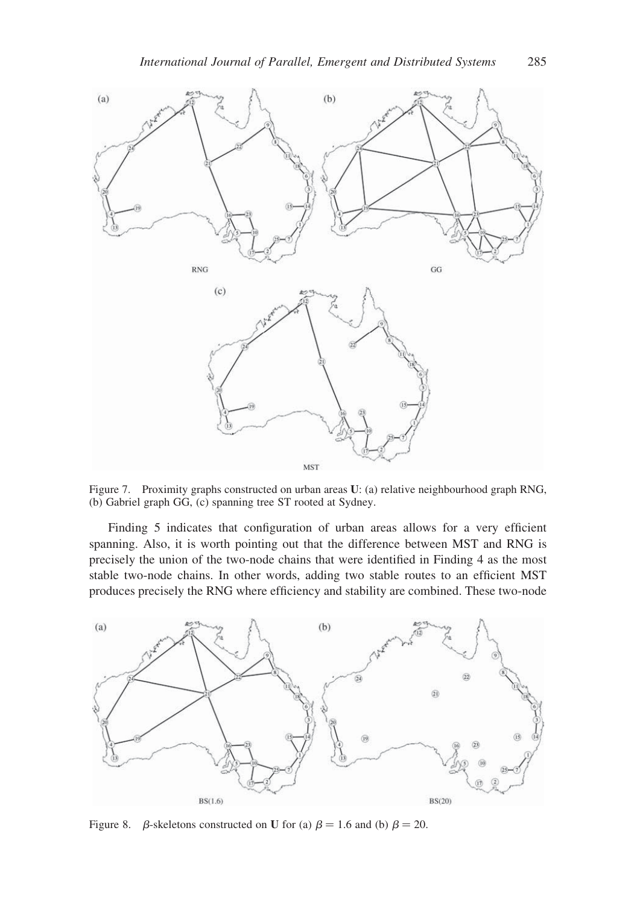Figure 7. Proximity graphs constructed on urban areas **U**: (a) relative neighbourhood graph RNG, (b) Gabriel graph GG, (c) spanning tree ST rooted at Sydney.

Finding 5 indicates that configuration of urban areas allows for a very efficient spanning. Also, it is worth pointing out that the difference between MST and RNG is precisely the union of the two-node chains that were identified in Finding 4 as the most stable two-node chains. In other words, adding two stable routes to an efficient MST produces precisely the RNG where efficiency and stability are combined. These two-node

Figure 8. $\beta$-skeletons constructed on **U** for (a) $\beta = 1.6$ and (b) $\beta = 20$.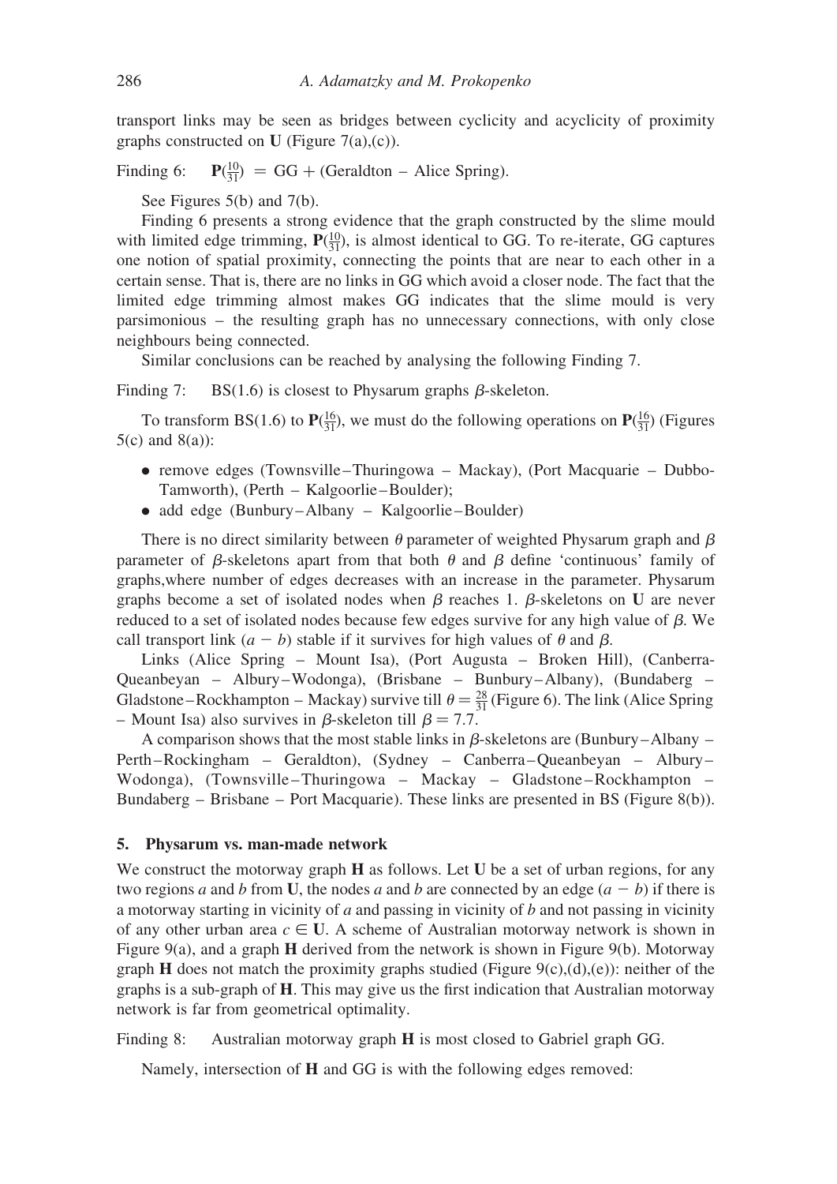transport links may be seen as bridges between cyclicity and acyclicity of proximity graphs constructed on **U** (Figure 7(a),(c)).

Finding 6: $\mathbf{P}(\frac{10}{31}) = \mathrm{GG} + (\text{Geraldton} - \text{Alice Spring})$.

See Figures 5(b) and 7(b).

Finding 6 presents a strong evidence that the graph constructed by the slime mould with limited edge trimming, $\mathbf{P}(\frac{10}{31})$, is almost identical to GG. To re-iterate, GG captures one notion of spatial proximity, connecting the points that are near to each other in a certain sense. That is, there are no links in GG which avoid a closer node. The fact that the limited edge trimming almost makes GG indicates that the slime mould is very parsimonious – the resulting graph has no unnecessary connections, with only close neighbours being connected.

Similar conclusions can be reached by analysing the following Finding 7.

Finding 7: BS(1.6) is closest to Physarum graphs $\beta$-skeleton.

To transform BS(1.6) to $\mathbf{P}(\frac{16}{31})$, we must do the following operations on $\mathbf{P}(\frac{16}{31})$ (Figures 5(c) and 8(a)):

- remove edges (Townsville–Thuringowa – Mackay), (Port Macquarie – Dubbo-Tamworth), (Perth – Kalgoorlie–Boulder);
- add edge (Bunbury–Albany – Kalgoorlie–Boulder)

There is no direct similarity between $\theta$ parameter of weighted Physarum graph and $\beta$ parameter of $\beta$-skeletons apart from that both $\theta$ and $\beta$ define 'continuous' family of graphs,where number of edges decreases with an increase in the parameter. Physarum graphs become a set of isolated nodes when $\beta$ reaches 1. $\beta$-skeletons on **U** are never reduced to a set of isolated nodes because few edges survive for any high value of $\beta$. We call transport link $(a - b)$ stable if it survives for high values of $\theta$ and $\beta$.

Links (Alice Spring – Mount Isa), (Port Augusta – Broken Hill), (Canberra-Queanbeyan – Albury–Wodonga), (Brisbane – Bunbury–Albany), (Bundaberg – Gladstone–Rockhampton – Mackay) survive till $\theta = \frac{28}{31}$ (Figure 6). The link (Alice Spring – Mount Isa) also survives in $\beta$-skeleton till $\beta = 7.7$.

A comparison shows that the most stable links in $\beta$-skeletons are (Bunbury–Albany – Perth–Rockingham – Geraldton), (Sydney – Canberra–Queanbeyan – Albury–Wodonga), (Townsville–Thuringowa – Mackay – Gladstone–Rockhampton – Bundaberg – Brisbane – Port Macquarie). These links are presented in BS (Figure 8(b)).

## 5. Physarum vs. man-made network

We construct the motorway graph **H** as follows. Let **U** be a set of urban regions, for any two regions $a$ and $b$ from **U**, the nodes $a$ and $b$ are connected by an edge $(a - b)$ if there is a motorway starting in vicinity of $a$ and passing in vicinity of $b$ and not passing in vicinity of any other urban area $c \in \mathbf{U}$. A scheme of Australian motorway network is shown in Figure 9(a), and a graph **H** derived from the network is shown in Figure 9(b). Motorway graph **H** does not match the proximity graphs studied (Figure 9(c),(d),(e)): neither of the graphs is a sub-graph of **H**. This may give us the first indication that Australian motorway network is far from geometrical optimality.

Finding 8: Australian motorway graph **H** is most closed to Gabriel graph GG.

Namely, intersection of **H** and GG is with the following edges removed: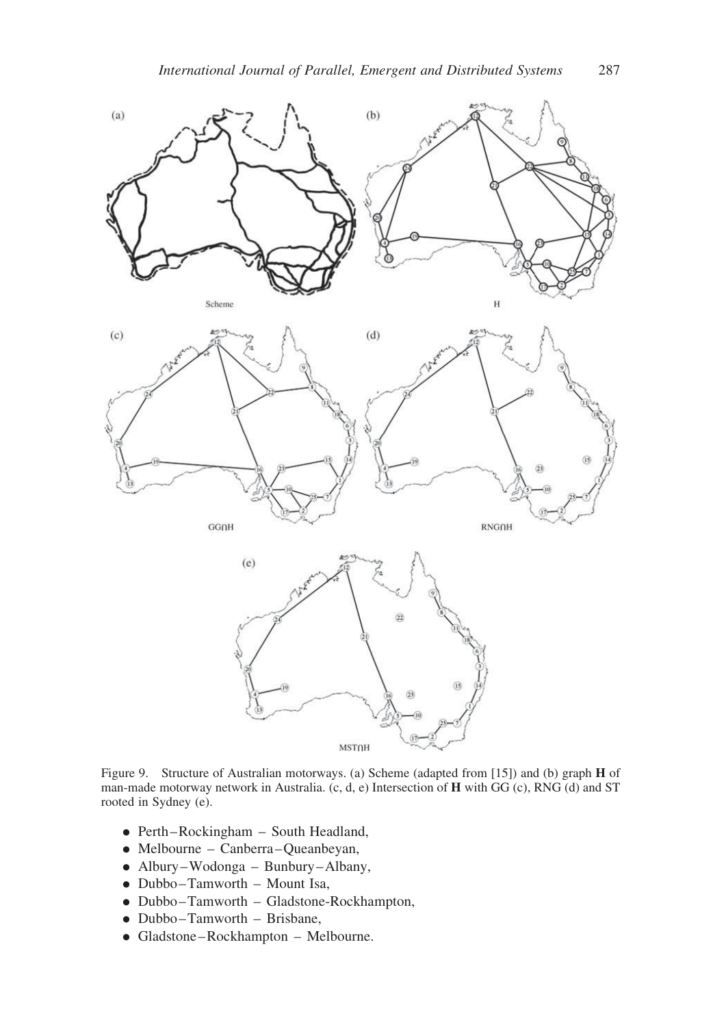Figure 9. Structure of Australian motorways. (a) Scheme (adapted from [15]) and (b) graph **H** of man-made motorway network in Australia. (c, d, e) Intersection of **H** with GG (c), RNG (d) and ST rooted in Sydney (e).

- Perth–Rockingham – South Headland,
- Melbourne – Canberra–Queanbeyan,
- Albury–Wodonga – Bunbury–Albany,
- Dubbo–Tamworth – Mount Isa,
- Dubbo–Tamworth – Gladstone-Rockhampton,
- Dubbo–Tamworth – Brisbane,
- Gladstone–Rockhampton – Melbourne.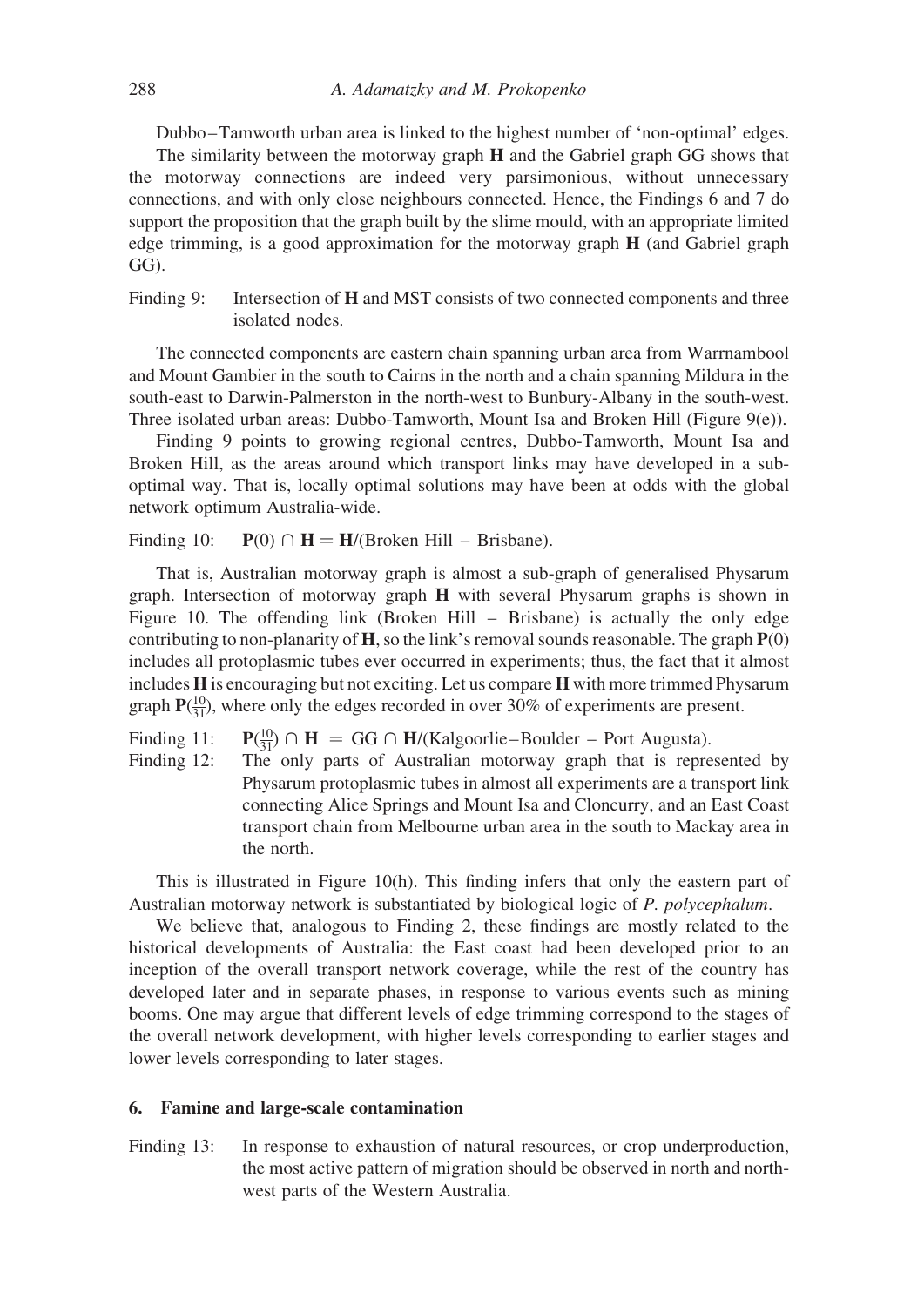Dubbo–Tamworth urban area is linked to the highest number of 'non-optimal' edges.

The similarity between the motorway graph **H** and the Gabriel graph GG shows that the motorway connections are indeed very parsimonious, without unnecessary connections, and with only close neighbours connected. Hence, the Findings 6 and 7 do support the proposition that the graph built by the slime mould, with an appropriate limited edge trimming, is a good approximation for the motorway graph **H** (and Gabriel graph GG).

Finding 9: Intersection of **H** and MST consists of two connected components and three isolated nodes.

The connected components are eastern chain spanning urban area from Warrnambool and Mount Gambier in the south to Cairns in the north and a chain spanning Mildura in the south-east to Darwin-Palmerston in the north-west to Bunbury-Albany in the south-west. Three isolated urban areas: Dubbo-Tamworth, Mount Isa and Broken Hill (Figure 9(e)).

Finding 9 points to growing regional centres, Dubbo-Tamworth, Mount Isa and Broken Hill, as the areas around which transport links may have developed in a sub-optimal way. That is, locally optimal solutions may have been at odds with the global network optimum Australia-wide.

Finding 10: $\mathbf{P}(0) \cap \mathbf{H} = \mathbf{H}$/(Broken Hill – Brisbane).

That is, Australian motorway graph is almost a sub-graph of generalised Physarum graph. Intersection of motorway graph **H** with several Physarum graphs is shown in Figure 10. The offending link (Broken Hill – Brisbane) is actually the only edge contributing to non-planarity of **H**, so the link's removal sounds reasonable. The graph **P**(0) includes all protoplasmic tubes ever occurred in experiments; thus, the fact that it almost includes **H** is encouraging but not exciting. Let us compare **H** with more trimmed Physarum graph $\mathbf{P}(\frac{10}{31})$, where only the edges recorded in over 30% of experiments are present.

Finding 11: $\mathbf{P}(\frac{10}{31}) \cap \mathbf{H} = \mathrm{GG} \cap \mathbf{H}$/(Kalgoorlie–Boulder – Port Augusta).

Finding 12: The only parts of Australian motorway graph that is represented by Physarum protoplasmic tubes in almost all experiments are a transport link connecting Alice Springs and Mount Isa and Cloncurry, and an East Coast transport chain from Melbourne urban area in the south to Mackay area in the north.

This is illustrated in Figure 10(h). This finding infers that only the eastern part of Australian motorway network is substantiated by biological logic of *P. polycephalum*.

We believe that, analogous to Finding 2, these findings are mostly related to the historical developments of Australia: the East coast had been developed prior to an inception of the overall transport network coverage, while the rest of the country has developed later and in separate phases, in response to various events such as mining booms. One may argue that different levels of edge trimming correspond to the stages of the overall network development, with higher levels corresponding to earlier stages and lower levels corresponding to later stages.

## 6. Famine and large-scale contamination

Finding 13: In response to exhaustion of natural resources, or crop underproduction, the most active pattern of migration should be observed in north and north-west parts of the Western Australia.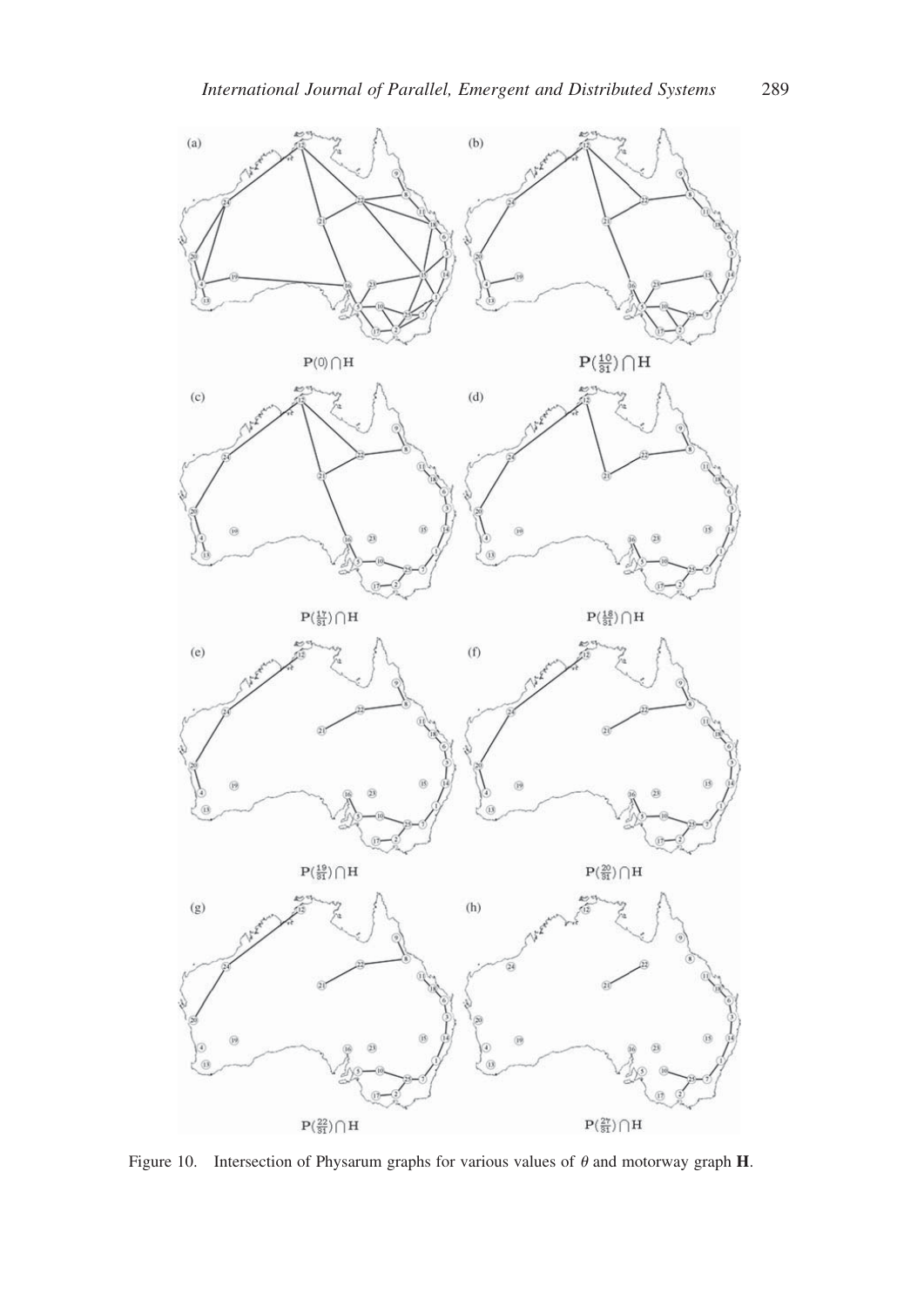(a) $\mathbf{P}(0) \cap \mathbf{H}$

(b) $\mathbf{P}(\frac{10}{31}) \cap \mathbf{H}$

(c) $\mathbf{P}(\frac{17}{31}) \cap \mathbf{H}$

(d) $\mathbf{P}(\frac{18}{31}) \cap \mathbf{H}$

(e) $\mathbf{P}(\frac{19}{31}) \cap \mathbf{H}$

(f) $\mathbf{P}(\frac{20}{31}) \cap \mathbf{H}$

(g) $\mathbf{P}(\frac{22}{31}) \cap \mathbf{H}$

(h) $\mathbf{P}(\frac{27}{31}) \cap \mathbf{H}$

Figure 10. Intersection of Physarum graphs for various values of $\theta$ and motorway graph $\mathbf{H}$.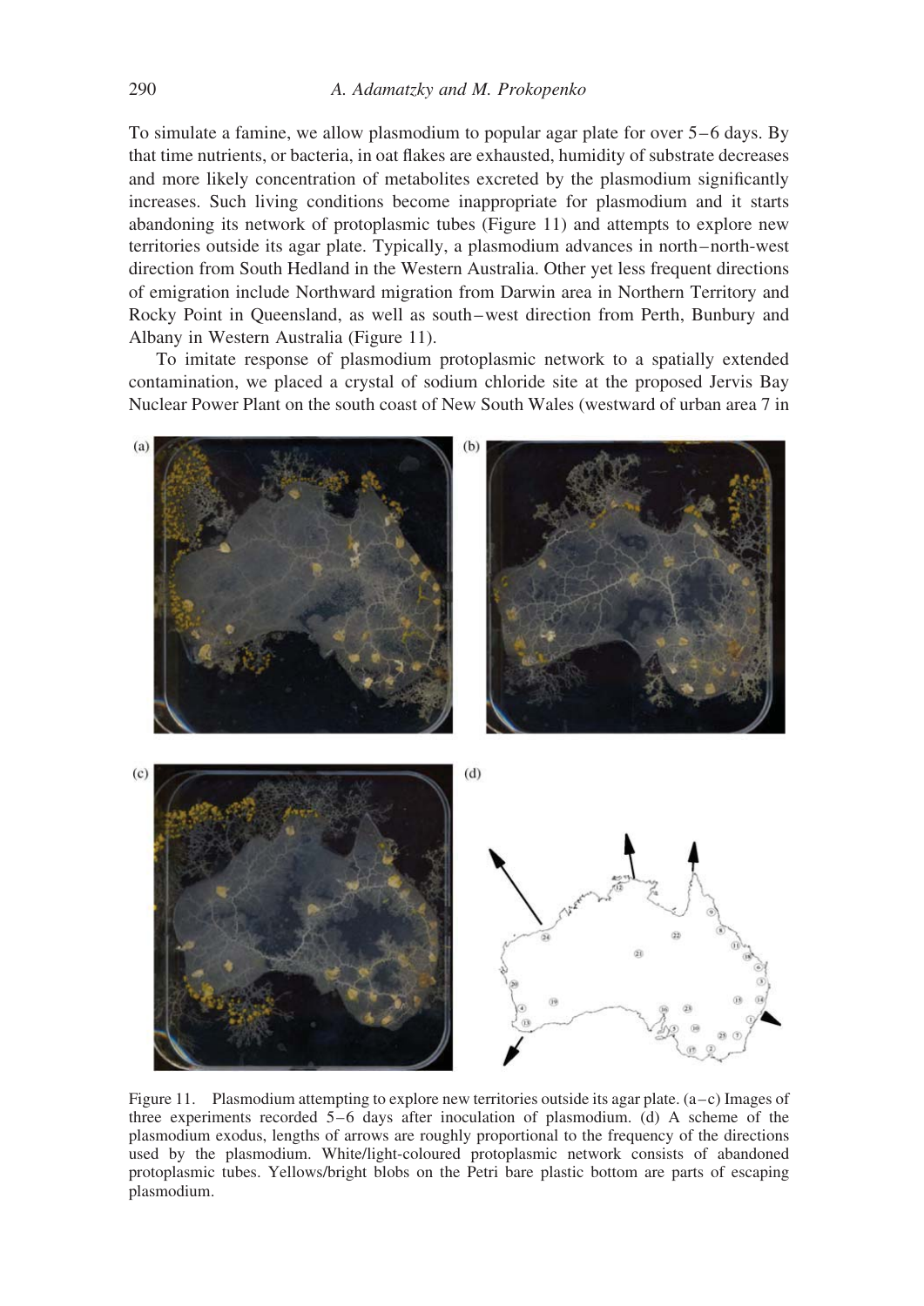To simulate a famine, we allow plasmodium to popular agar plate for over 5–6 days. By that time nutrients, or bacteria, in oat flakes are exhausted, humidity of substrate decreases and more likely concentration of metabolites excreted by the plasmodium significantly increases. Such living conditions become inappropriate for plasmodium and it starts abandoning its network of protoplasmic tubes (Figure 11) and attempts to explore new territories outside its agar plate. Typically, a plasmodium advances in north–north-west direction from South Hedland in the Western Australia. Other yet less frequent directions of emigration include Northward migration from Darwin area in Northern Territory and Rocky Point in Queensland, as well as south–west direction from Perth, Bunbury and Albany in Western Australia (Figure 11).

To imitate response of plasmodium protoplasmic network to a spatially extended contamination, we placed a crystal of sodium chloride site at the proposed Jervis Bay Nuclear Power Plant on the south coast of New South Wales (westward of urban area 7 in

Figure 11. Plasmodium attempting to explore new territories outside its agar plate. (a–c) Images of three experiments recorded 5–6 days after inoculation of plasmodium. (d) A scheme of the plasmodium exodus, lengths of arrows are roughly proportional to the frequency of the directions used by the plasmodium. White/light-coloured protoplasmic network consists of abandoned protoplasmic tubes. Yellows/bright blobs on the Petri bare plastic bottom are parts of escaping plasmodium.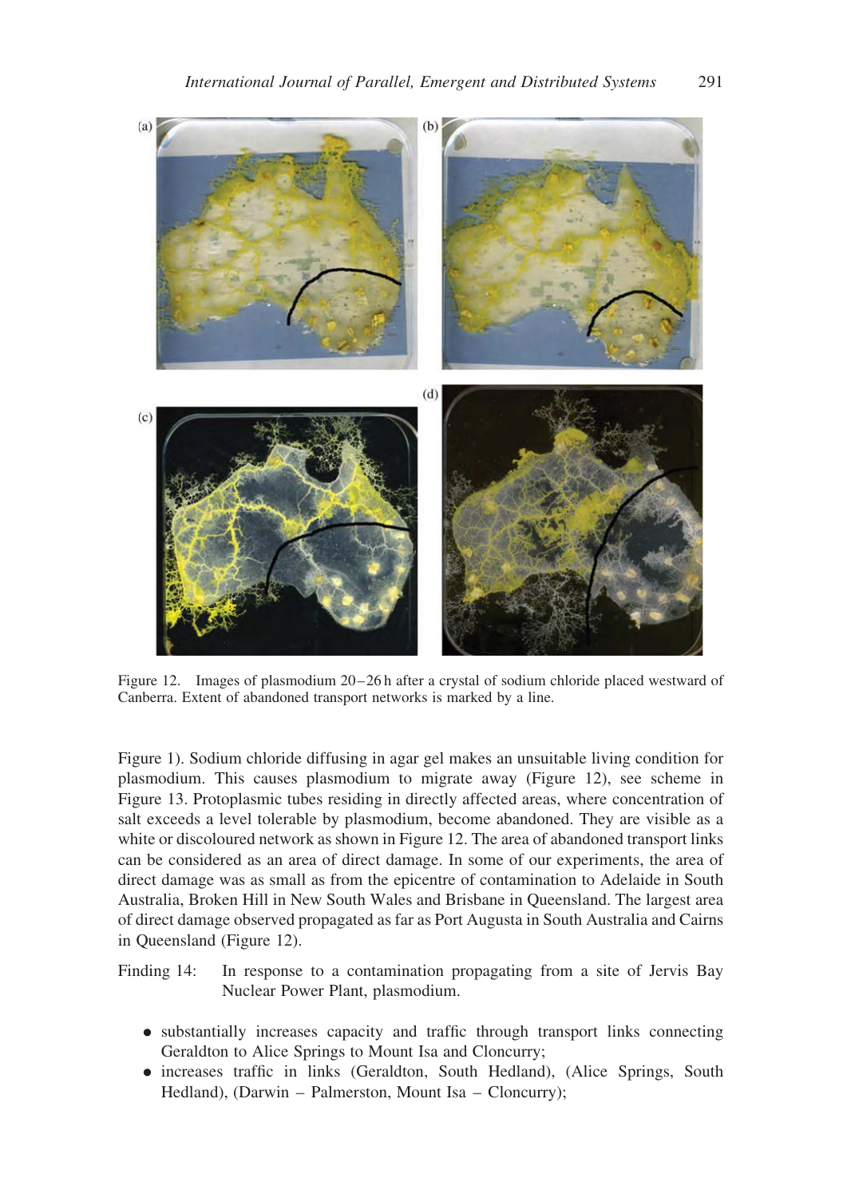Figure 12. Images of plasmodium 20–26 h after a crystal of sodium chloride placed westward of Canberra. Extent of abandoned transport networks is marked by a line.

Figure 1). Sodium chloride diffusing in agar gel makes an unsuitable living condition for plasmodium. This causes plasmodium to migrate away (Figure 12), see scheme in Figure 13. Protoplasmic tubes residing in directly affected areas, where concentration of salt exceeds a level tolerable by plasmodium, become abandoned. They are visible as a white or discoloured network as shown in Figure 12. The area of abandoned transport links can be considered as an area of direct damage. In some of our experiments, the area of direct damage was as small as from the epicentre of contamination to Adelaide in South Australia, Broken Hill in New South Wales and Brisbane in Queensland. The largest area of direct damage observed propagated as far as Port Augusta in South Australia and Cairns in Queensland (Figure 12).

Finding 14: In response to a contamination propagating from a site of Jervis Bay Nuclear Power Plant, plasmodium.

- substantially increases capacity and traffic through transport links connecting Geraldton to Alice Springs to Mount Isa and Cloncurry;
- increases traffic in links (Geraldton, South Hedland), (Alice Springs, South Hedland), (Darwin – Palmerston, Mount Isa – Cloncurry);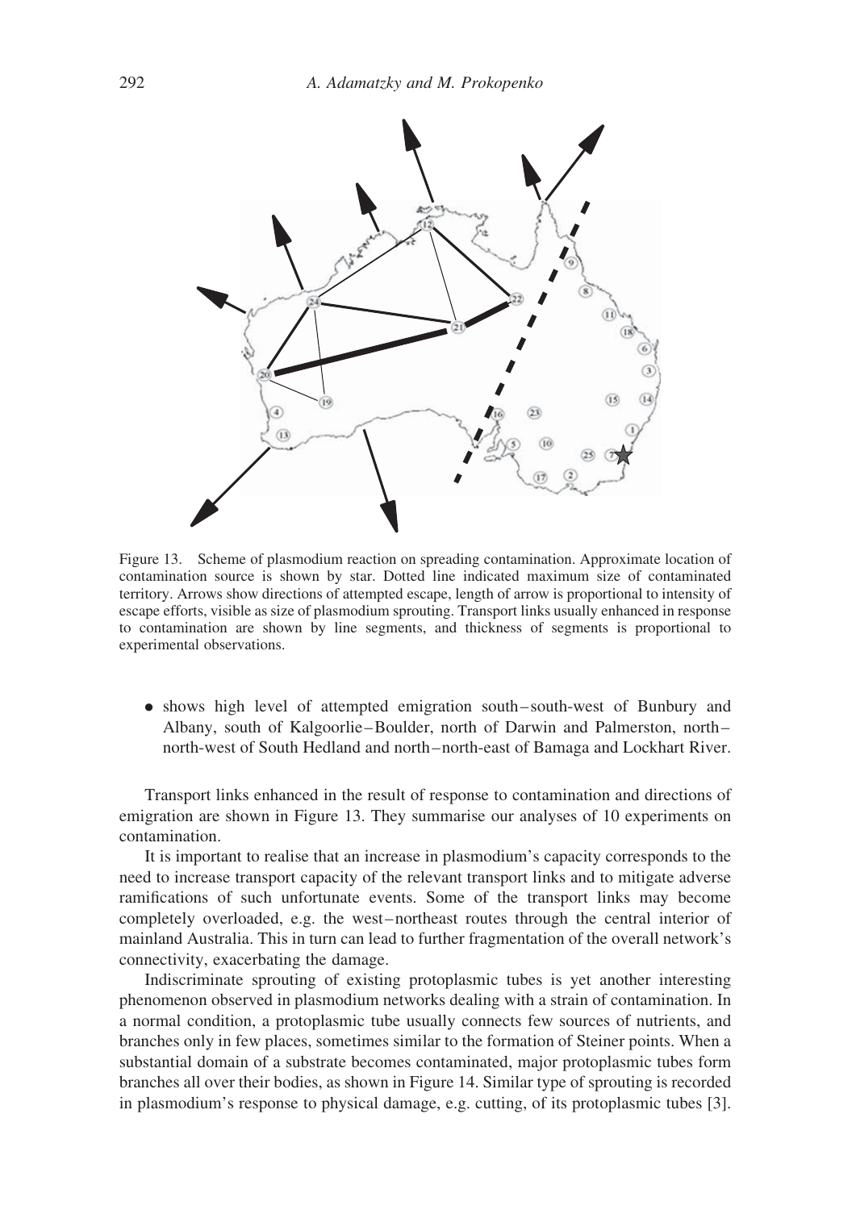Figure 13. Scheme of plasmodium reaction on spreading contamination. Approximate location of contamination source is shown by star. Dotted line indicated maximum size of contaminated territory. Arrows show directions of attempted escape, length of arrow is proportional to intensity of escape efforts, visible as size of plasmodium sprouting. Transport links usually enhanced in response to contamination are shown by line segments, and thickness of segments is proportional to experimental observations.

- shows high level of attempted emigration south–south-west of Bunbury and Albany, south of Kalgoorlie–Boulder, north of Darwin and Palmerston, north–north-west of South Hedland and north–north-east of Bamaga and Lockhart River.

Transport links enhanced in the result of response to contamination and directions of emigration are shown in Figure 13. They summarise our analyses of 10 experiments on contamination.

It is important to realise that an increase in plasmodium's capacity corresponds to the need to increase transport capacity of the relevant transport links and to mitigate adverse ramifications of such unfortunate events. Some of the transport links may become completely overloaded, e.g. the west–northeast routes through the central interior of mainland Australia. This in turn can lead to further fragmentation of the overall network's connectivity, exacerbating the damage.

Indiscriminate sprouting of existing protoplasmic tubes is yet another interesting phenomenon observed in plasmodium networks dealing with a strain of contamination. In a normal condition, a protoplasmic tube usually connects few sources of nutrients, and branches only in few places, sometimes similar to the formation of Steiner points. When a substantial domain of a substrate becomes contaminated, major protoplasmic tubes form branches all over their bodies, as shown in Figure 14. Similar type of sprouting is recorded in plasmodium's response to physical damage, e.g. cutting, of its protoplasmic tubes [3].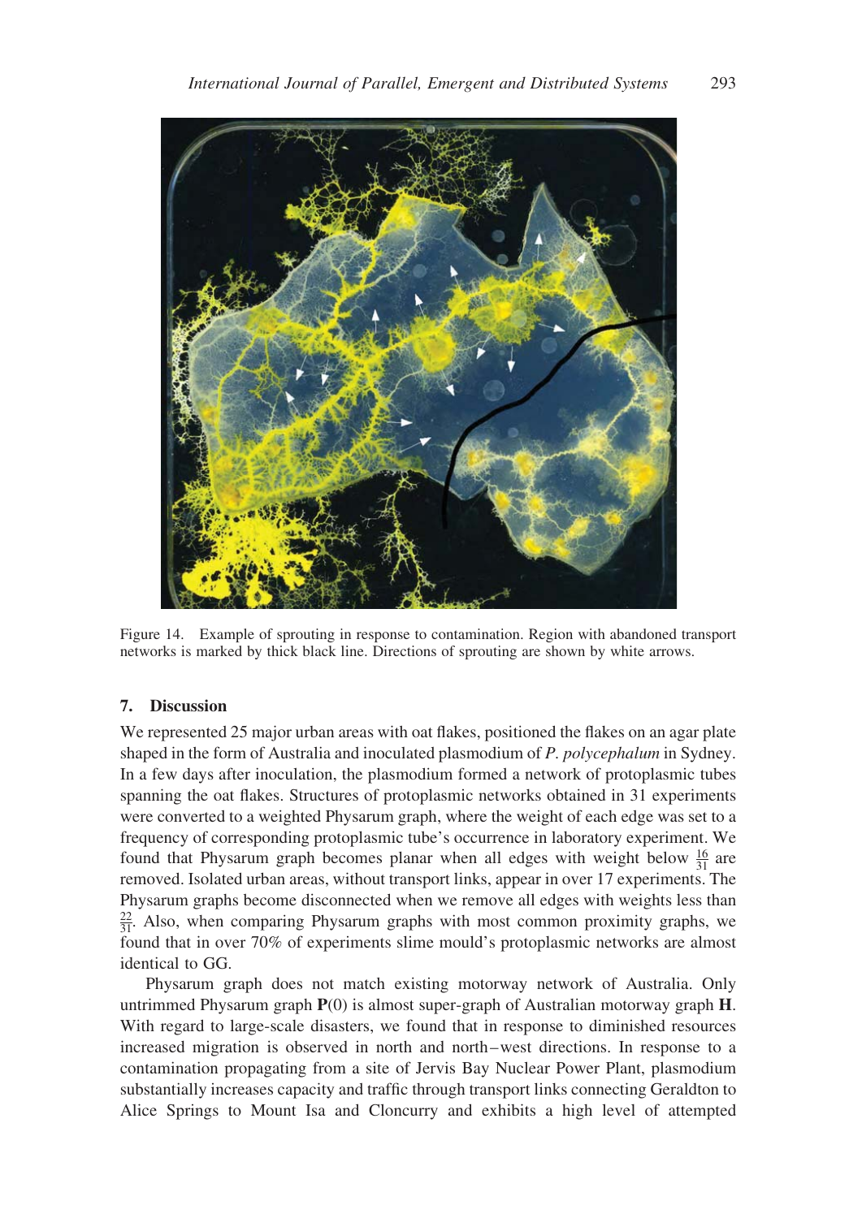Figure 14. Example of sprouting in response to contamination. Region with abandoned transport networks is marked by thick black line. Directions of sprouting are shown by white arrows.

## 7. Discussion

We represented 25 major urban areas with oat flakes, positioned the flakes on an agar plate shaped in the form of Australia and inoculated plasmodium of *P. polycephalum* in Sydney. In a few days after inoculation, the plasmodium formed a network of protoplasmic tubes spanning the oat flakes. Structures of protoplasmic networks obtained in 31 experiments were converted to a weighted Physarum graph, where the weight of each edge was set to a frequency of corresponding protoplasmic tube's occurrence in laboratory experiment. We found that Physarum graph becomes planar when all edges with weight below $\frac{16}{31}$ are removed. Isolated urban areas, without transport links, appear in over 17 experiments. The Physarum graphs become disconnected when we remove all edges with weights less than $\frac{22}{31}$. Also, when comparing Physarum graphs with most common proximity graphs, we found that in over 70% of experiments slime mould's protoplasmic networks are almost identical to GG.

Physarum graph does not match existing motorway network of Australia. Only untrimmed Physarum graph $\mathbf{P}(0)$ is almost super-graph of Australian motorway graph $\mathbf{H}$. With regard to large-scale disasters, we found that in response to diminished resources increased migration is observed in north and north–west directions. In response to a contamination propagating from a site of Jervis Bay Nuclear Power Plant, plasmodium substantially increases capacity and traffic through transport links connecting Geraldton to Alice Springs to Mount Isa and Cloncurry and exhibits a high level of attempted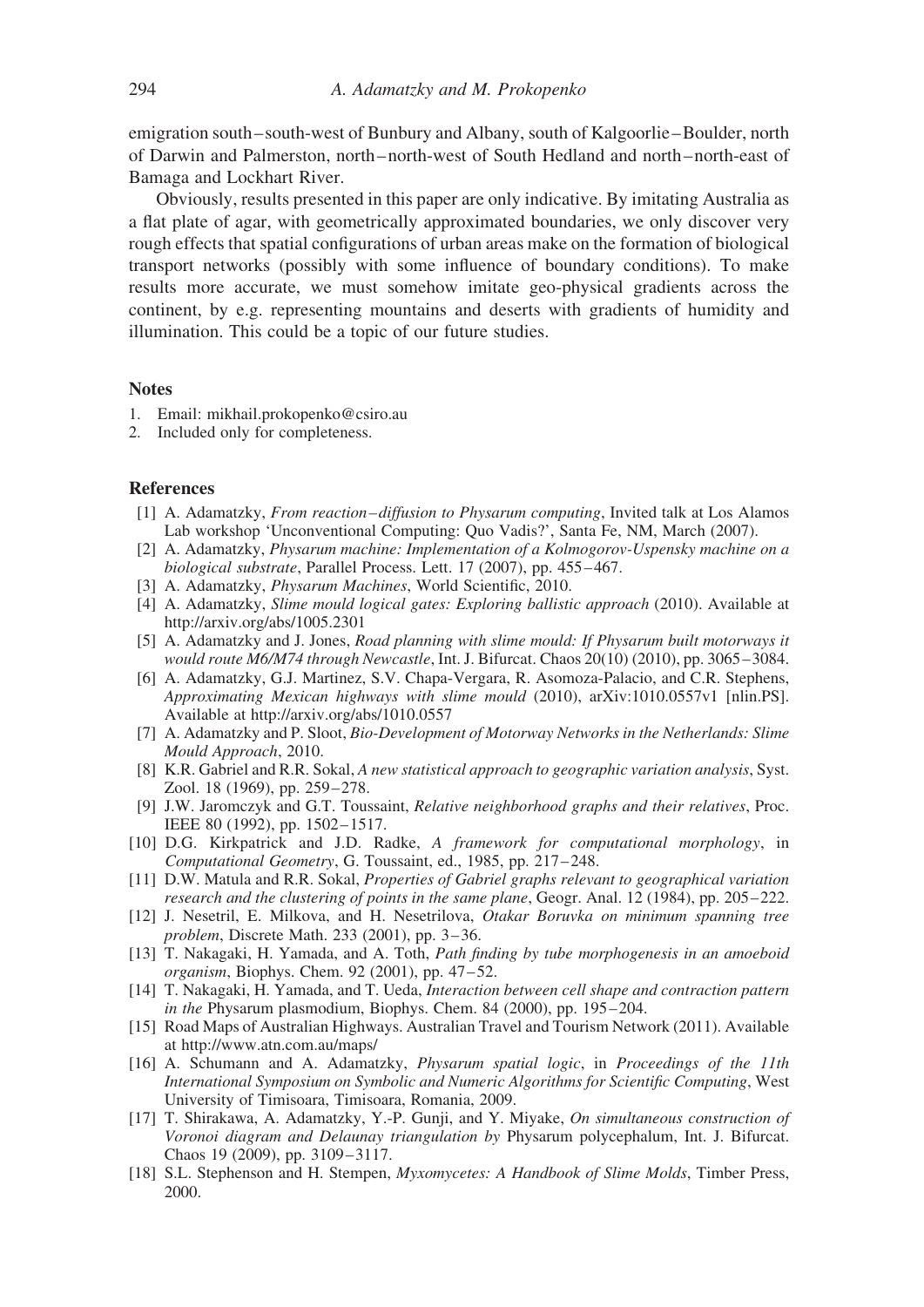emigration south–south-west of Bunbury and Albany, south of Kalgoorlie–Boulder, north of Darwin and Palmerston, north–north-west of South Hedland and north–north-east of Bamaga and Lockhart River.

Obviously, results presented in this paper are only indicative. By imitating Australia as a flat plate of agar, with geometrically approximated boundaries, we only discover very rough effects that spatial configurations of urban areas make on the formation of biological transport networks (possibly with some influence of boundary conditions). To make results more accurate, we must somehow imitate geo-physical gradients across the continent, by e.g. representing mountains and deserts with gradients of humidity and illumination. This could be a topic of our future studies.

## Notes

1. Email: mikhail.prokopenko@csiro.au
2. Included only for completeness.

## References

[1] A. Adamatzky, *From reaction–diffusion to Physarum computing*, Invited talk at Los Alamos Lab workshop 'Unconventional Computing: Quo Vadis?', Santa Fe, NM, March (2007).

[2] A. Adamatzky, *Physarum machine: Implementation of a Kolmogorov-Uspensky machine on a biological substrate*, Parallel Process. Lett. 17 (2007), pp. 455–467.

[3] A. Adamatzky, *Physarum Machines*, World Scientific, 2010.

[4] A. Adamatzky, *Slime mould logical gates: Exploring ballistic approach* (2010). Available at http://arxiv.org/abs/1005.2301

[5] A. Adamatzky and J. Jones, *Road planning with slime mould: If Physarum built motorways it would route M6/M74 through Newcastle*, Int. J. Bifurcat. Chaos 20(10) (2010), pp. 3065–3084.

[6] A. Adamatzky, G.J. Martinez, S.V. Chapa-Vergara, R. Asomoza-Palacio, and C.R. Stephens, *Approximating Mexican highways with slime mould* (2010), arXiv:1010.0557v1 [nlin.PS]. Available at http://arxiv.org/abs/1010.0557

[7] A. Adamatzky and P. Sloot, *Bio-Development of Motorway Networks in the Netherlands: Slime Mould Approach*, 2010.

[8] K.R. Gabriel and R.R. Sokal, *A new statistical approach to geographic variation analysis*, Syst. Zool. 18 (1969), pp. 259–278.

[9] J.W. Jaromczyk and G.T. Toussaint, *Relative neighborhood graphs and their relatives*, Proc. IEEE 80 (1992), pp. 1502–1517.

[10] D.G. Kirkpatrick and J.D. Radke, *A framework for computational morphology*, in *Computational Geometry*, G. Toussaint, ed., 1985, pp. 217–248.

[11] D.W. Matula and R.R. Sokal, *Properties of Gabriel graphs relevant to geographical variation research and the clustering of points in the same plane*, Geogr. Anal. 12 (1984), pp. 205–222.

[12] J. Nesetril, E. Milkova, and H. Nesetrilova, *Otakar Boruvka on minimum spanning tree problem*, Discrete Math. 233 (2001), pp. 3–36.

[13] T. Nakagaki, H. Yamada, and A. Toth, *Path finding by tube morphogenesis in an amoeboid organism*, Biophys. Chem. 92 (2001), pp. 47–52.

[14] T. Nakagaki, H. Yamada, and T. Ueda, *Interaction between cell shape and contraction pattern in the* Physarum plasmodium, Biophys. Chem. 84 (2000), pp. 195–204.

[15] Road Maps of Australian Highways. Australian Travel and Tourism Network (2011). Available at http://www.atn.com.au/maps/

[16] A. Schumann and A. Adamatzky, *Physarum spatial logic*, in *Proceedings of the 11th International Symposium on Symbolic and Numeric Algorithms for Scientific Computing*, West University of Timisoara, Timisoara, Romania, 2009.

[17] T. Shirakawa, A. Adamatzky, Y.-P. Gunji, and Y. Miyake, *On simultaneous construction of Voronoi diagram and Delaunay triangulation by* Physarum polycephalum, Int. J. Bifurcat. Chaos 19 (2009), pp. 3109–3117.

[18] S.L. Stephenson and H. Stempen, *Myxomycetes: A Handbook of Slime Molds*, Timber Press, 2000.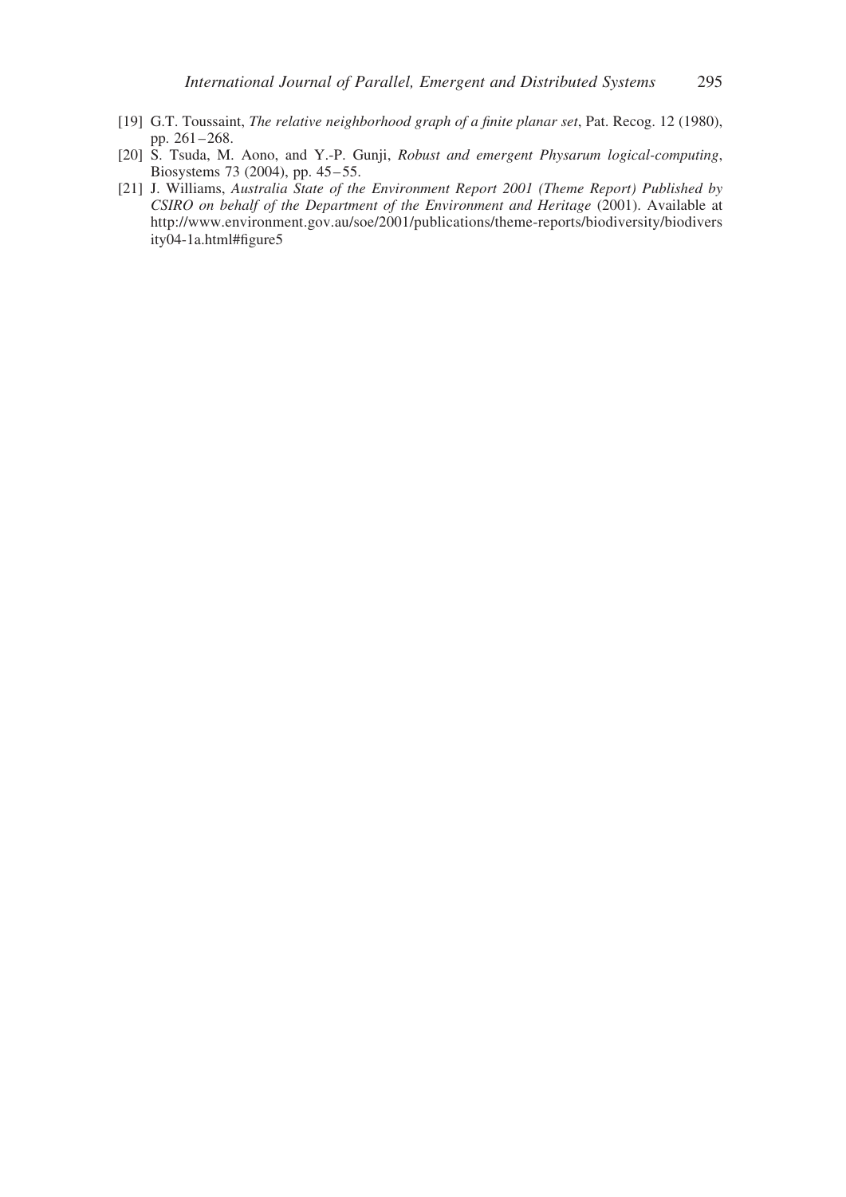[19] G.T. Toussaint, *The relative neighborhood graph of a finite planar set*, Pat. Recog. 12 (1980), pp. 261–268.

[20] S. Tsuda, M. Aono, and Y.-P. Gunji, *Robust and emergent Physarum logical-computing*, Biosystems 73 (2004), pp. 45–55.

[21] J. Williams, *Australia State of the Environment Report 2001 (Theme Report) Published by CSIRO on behalf of the Department of the Environment and Heritage* (2001). Available at http://www.environment.gov.au/soe/2001/publications/theme-reports/biodiversity/biodiversity04-1a.html#figure5